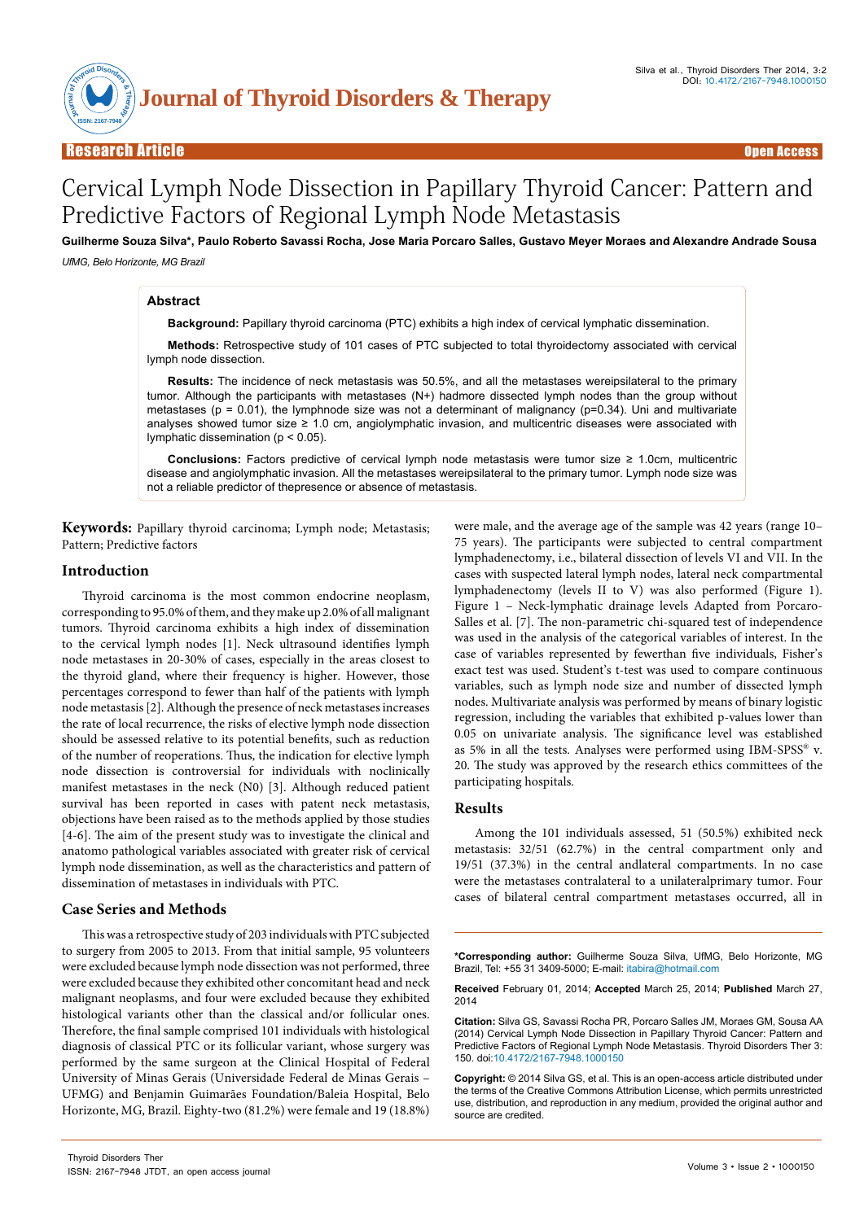# Cervical Lymph Node Dissection in Papillary Thyroid Cancer: Pattern and Predictive Factors of Regional Lymph Node Metastasis

**Guilherme Souza Silva*, Paulo Roberto Savassi Rocha, Jose Maria Porcaro Salles, Gustavo Meyer Moraes and Alexandre Andrade Sousa**

*UfMG, Belo Horizonte, MG Brazil*

## Abstract

**Background:** Papillary thyroid carcinoma (PTC) exhibits a high index of cervical lymphatic dissemination.

**Methods:** Retrospective study of 101 cases of PTC subjected to total thyroidectomy associated with cervical lymph node dissection.

**Results:** The incidence of neck metastasis was 50.5%, and all the metastases wereipsilateral to the primary tumor. Although the participants with metastases (N+) hadmore dissected lymph nodes than the group without metastases ($p = 0.01$), the lymphnode size was not a determinant of malignancy ($p=0.34$). Uni and multivariate analyses showed tumor size ≥ 1.0 cm, angiolymphatic invasion, and multicentric diseases were associated with lymphatic dissemination ($p < 0.05$).

**Conclusions:** Factors predictive of cervical lymph node metastasis were tumor size ≥ 1.0cm, multicentric disease and angiolymphatic invasion. All the metastases wereipsilateral to the primary tumor. Lymph node size was not a reliable predictor of thepresence or absence of metastasis.

**Keywords:** Papillary thyroid carcinoma; Lymph node; Metastasis; Pattern; Predictive factors

## Introduction

Thyroid carcinoma is the most common endocrine neoplasm, corresponding to 95.0% of them, and they make up 2.0% of all malignant tumors. Thyroid carcinoma exhibits a high index of dissemination to the cervical lymph nodes [1]. Neck ultrasound identifies lymph node metastases in 20-30% of cases, especially in the areas closest to the thyroid gland, where their frequency is higher. However, those percentages correspond to fewer than half of the patients with lymph node metastasis [2]. Although the presence of neck metastases increases the rate of local recurrence, the risks of elective lymph node dissection should be assessed relative to its potential benefits, such as reduction of the number of reoperations. Thus, the indication for elective lymph node dissection is controversial for individuals with noclinically manifest metastases in the neck (N0) [3]. Although reduced patient survival has been reported in cases with patent neck metastasis, objections have been raised as to the methods applied by those studies [4-6]. The aim of the present study was to investigate the clinical and anatomo pathological variables associated with greater risk of cervical lymph node dissemination, as well as the characteristics and pattern of dissemination of metastases in individuals with PTC.

## Case Series and Methods

This was a retrospective study of 203 individuals with PTC subjected to surgery from 2005 to 2013. From that initial sample, 95 volunteers were excluded because lymph node dissection was not performed, three were excluded because they exhibited other concomitant head and neck malignant neoplasms, and four were excluded because they exhibited histological variants other than the classical and/or follicular ones. Therefore, the final sample comprised 101 individuals with histological diagnosis of classical PTC or its follicular variant, whose surgery was performed by the same surgeon at the Clinical Hospital of Federal University of Minas Gerais (Universidade Federal de Minas Gerais – UFMG) and Benjamin Guimarães Foundation/Baleia Hospital, Belo Horizonte, MG, Brazil. Eighty-two (81.2%) were female and 19 (18.8%) were male, and the average age of the sample was 42 years (range 10–75 years). The participants were subjected to central compartment lymphadenectomy, i.e., bilateral dissection of levels VI and VII. In the cases with suspected lateral lymph nodes, lateral neck compartmental lymphadenectomy (levels II to V) was also performed (Figure 1). Figure 1 – Neck-lymphatic drainage levels Adapted from Porcaro-Salles et al. [7]. The non-parametric chi-squared test of independence was used in the analysis of the categorical variables of interest. In the case of variables represented by fewerthan five individuals, Fisher's exact test was used. Student's t-test was used to compare continuous variables, such as lymph node size and number of dissected lymph nodes. Multivariate analysis was performed by means of binary logistic regression, including the variables that exhibited p-values lower than 0.05 on univariate analysis. The significance level was established as 5% in all the tests. Analyses were performed using IBM-SPSS® v. 20. The study was approved by the research ethics committees of the participating hospitals.

## Results

Among the 101 individuals assessed, 51 (50.5%) exhibited neck metastasis: 32/51 (62.7%) in the central compartment only and 19/51 (37.3%) in the central andlateral compartments. In no case were the metastases contralateral to a unilateralprimary tumor. Four cases of bilateral central compartment metastases occurred, all in

---

***Corresponding author:** Guilherme Souza Silva, UfMG, Belo Horizonte, MG Brazil, Tel: +55 31 3409-5000; E-mail: itabira@hotmail.com

**Received** February 01, 2014; **Accepted** March 25, 2014; **Published** March 27, 2014

**Citation:** Silva GS, Savassi Rocha PR, Porcaro Salles JM, Moraes GM, Sousa AA (2014) Cervical Lymph Node Dissection in Papillary Thyroid Cancer: Pattern and Predictive Factors of Regional Lymph Node Metastasis. Thyroid Disorders Ther 3: 150. doi:10.4172/2167-7948.1000150

**Copyright:** © 2014 Silva GS, et al. This is an open-access article distributed under the terms of the Creative Commons Attribution License, which permits unrestricted use, distribution, and reproduction in any medium, provided the original author and source are credited.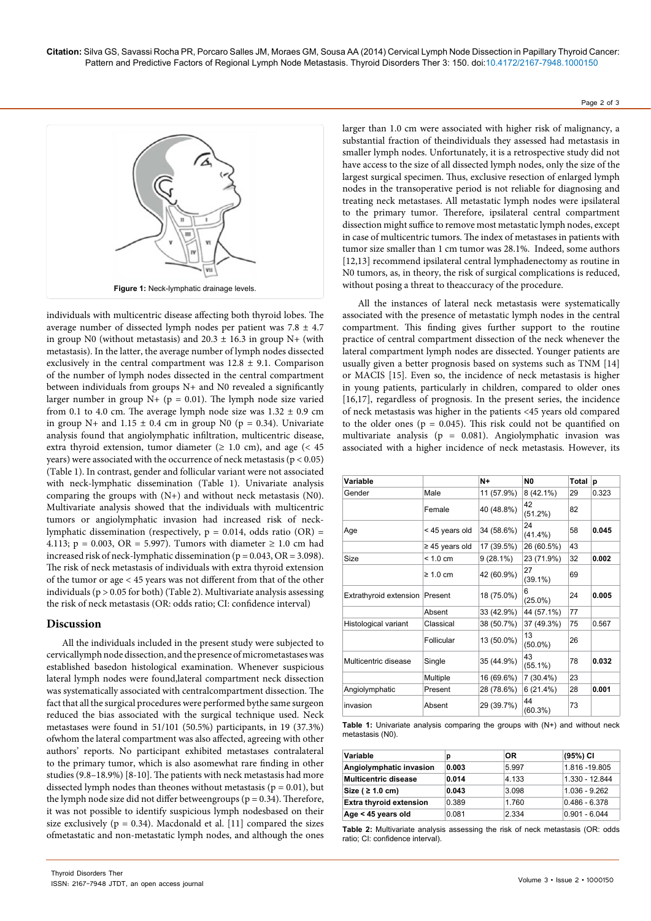Figure 1: Neck-lymphatic drainage levels.

individuals with multicentric disease affecting both thyroid lobes. The average number of dissected lymph nodes per patient was 7.8 ± 4.7 in group N0 (without metastasis) and 20.3 ± 16.3 in group N+ (with metastasis). In the latter, the average number of lymph nodes dissected exclusively in the central compartment was 12.8 ± 9.1. Comparison of the number of lymph nodes dissected in the central compartment between individuals from groups N+ and N0 revealed a significantly larger number in group N+ ($p = 0.01$). The lymph node size varied from 0.1 to 4.0 cm. The average lymph node size was 1.32 ± 0.9 cm in group N+ and 1.15 ± 0.4 cm in group N0 ($p = 0.34$). Univariate analysis found that angiolymphatic infiltration, multicentric disease, extra thyroid extension, tumor diameter (≥ 1.0 cm), and age (< 45 years) were associated with the occurrence of neck metastasis ($p < 0.05$) (Table 1). In contrast, gender and follicular variant were not associated with neck-lymphatic dissemination (Table 1). Univariate analysis comparing the groups with (N+) and without neck metastasis (N0). Multivariate analysis showed that the individuals with multicentric tumors or angiolymphatic invasion had increased risk of neck-lymphatic dissemination (respectively, $p = 0.014$, odds ratio (OR) = 4.113; $p = 0.003$, OR = 5.997). Tumors with diameter ≥ 1.0 cm had increased risk of neck-lymphatic dissemination ($p = 0.043$, OR = 3.098). The risk of neck metastasis of individuals with extra thyroid extension of the tumor or age < 45 years was not different from that of the other individuals ($p > 0.05$ for both) (Table 2). Multivariate analysis assessing the risk of neck metastasis (OR: odds ratio; CI: confidence interval)

## Discussion

All the individuals included in the present study were subjected to cervicallymph node dissection, and the presence of micrometastases was established basedon histological examination. Whenever suspicious lateral lymph nodes were found,lateral compartment neck dissection was systematically associated with centralcompartment dissection. The fact that all the surgical procedures were performed bythe same surgeon reduced the bias associated with the surgical technique used. Neck metastases were found in 51/101 (50.5%) participants, in 19 (37.3%) ofwhom the lateral compartment was also affected, agreeing with other authors' reports. No participant exhibited metastases contralateral to the primary tumor, which is also asomewhat rare finding in other studies (9.8–18.9%) [8-10]. The patients with neck metastasis had more dissected lymph nodes than theones without metastasis ($p = 0.01$), but the lymph node size did not differ betweengroups ($p = 0.34$). Therefore, it was not possible to identify suspicious lymph nodesbased on their size exclusively ($p = 0.34$). Macdonald et al. [11] compared the sizes ofmetastatic and non-metastatic lymph nodes, and although the ones larger than 1.0 cm were associated with higher risk of malignancy, a substantial fraction of theindividuals they assessed had metastasis in smaller lymph nodes. Unfortunately, it is a retrospective study did not have access to the size of all dissected lymph nodes, only the size of the largest surgical specimen. Thus, exclusive resection of enlarged lymph nodes in the transoperative period is not reliable for diagnosing and treating neck metastases. All metastatic lymph nodes were ipsilateral to the primary tumor. Therefore, ipsilateral central compartment dissection might suffice to remove most metastatic lymph nodes, except in case of multicentric tumors. The index of metastases in patients with tumor size smaller than 1 cm tumor was 28.1%. Indeed, some authors [12,13] recommend ipsilateral central lymphadenectomy as routine in N0 tumors, as, in theory, the risk of surgical complications is reduced, without posing a threat to theaccuracy of the procedure.

All the instances of lateral neck metastasis were systematically associated with the presence of metastatic lymph nodes in the central compartment. This finding gives further support to the routine practice of central compartment dissection of the neck whenever the lateral compartment lymph nodes are dissected. Younger patients are usually given a better prognosis based on systems such as TNM [14] or MACIS [15]. Even so, the incidence of neck metastasis is higher in young patients, particularly in children, compared to older ones [16,17], regardless of prognosis. In the present series, the incidence of neck metastasis was higher in the patients <45 years old compared to the older ones ($p = 0.045$). This risk could not be quantified on multivariate analysis ($p = 0.081$). Angiolymphatic invasion was associated with a higher incidence of neck metastasis. However, its

| Variable | | N+ | N0 | Total | p |
|---|---|---|---|---|---|
| Gender | Male | 11 (57.9%) | 8 (42.1%) | 29 | 0.323 |
| | Female | 40 (48.8%) | 42 (51.2%) | 82 | |
| Age | < 45 years old | 34 (58.6%) | 24 (41.4%) | 58 | **0.045** |
| | ≥ 45 years old | 17 (39.5%) | 26 (60.5%) | 43 | |
| Size | < 1.0 cm | 9 (28.1%) | 23 (71.9%) | 32 | **0.002** |
| | ≥ 1.0 cm | 42 (60.9%) | 27 (39.1%) | 69 | |
| Extrathyroid extension | Present | 18 (75.0%) | 6 (25.0%) | 24 | **0.005** |
| | Absent | 33 (42.9%) | 44 (57.1%) | 77 | |
| Histological variant | Classical | 38 (50.7%) | 37 (49.3%) | 75 | 0.567 |
| | Follicular | 13 (50.0%) | 13 (50.0%) | 26 | |
| Multicentric disease | Single | 35 (44.9%) | 43 (55.1%) | 78 | **0.032** |
| | Multiple | 16 (69.6%) | 7 (30.4%) | 23 | |
| Angiolymphatic | Present | 28 (78.6%) | 6 (21.4%) | 28 | **0.001** |
| invasion | Absent | 29 (39.7%) | 44 (60.3%) | 73 | |

**Table 1:** Univariate analysis comparing the groups with (N+) and without neck metastasis (N0).

| Variable | p | OR | (95%) CI |
|---|---|---|---|
| **Angiolymphatic invasion** | **0.003** | 5.997 | 1.816 -19.805 |
| **Multicentric disease** | **0.014** | 4.133 | 1.330 - 12.844 |
| **Size ( ≥ 1.0 cm)** | **0.043** | 3.098 | 1.036 - 9.262 |
| **Extra thyroid extension** | 0.389 | 1.760 | 0.486 - 6.378 |
| **Age < 45 years old** | 0.081 | 2.334 | 0.901 - 6.044 |

**Table 2:** Multivariate analysis assessing the risk of neck metastasis (OR: odds ratio; CI: confidence interval).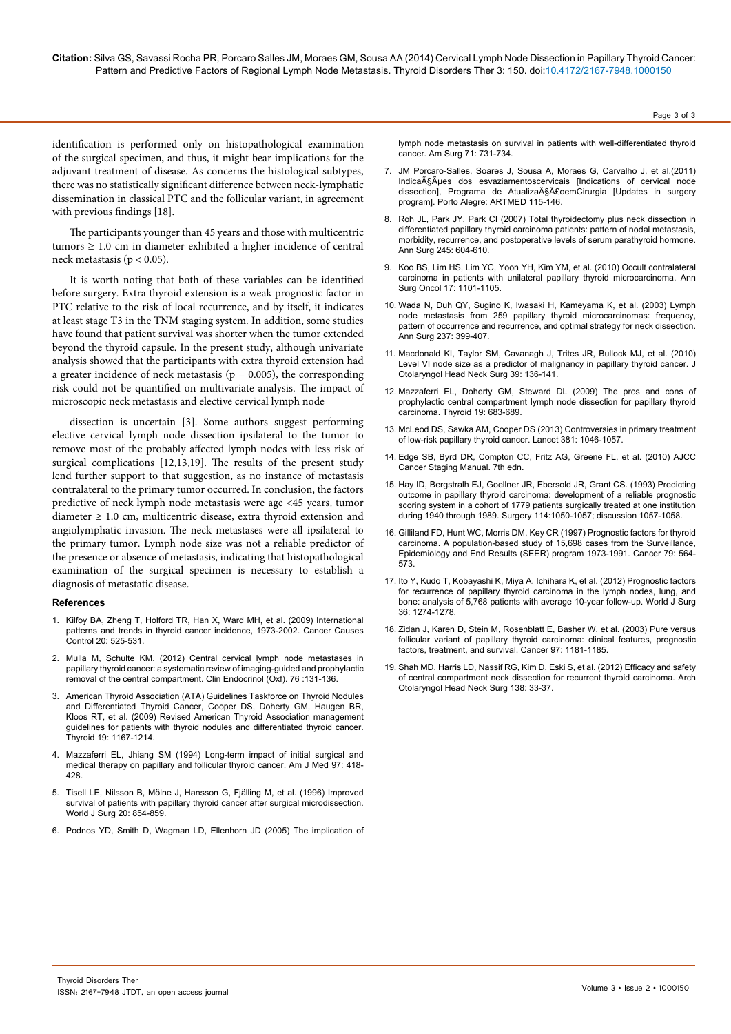identification is performed only on histopathological examination of the surgical specimen, and thus, it might bear implications for the adjuvant treatment of disease. As concerns the histological subtypes, there was no statistically significant difference between neck-lymphatic dissemination in classical PTC and the follicular variant, in agreement with previous findings [18].

The participants younger than 45 years and those with multicentric tumors ≥ 1.0 cm in diameter exhibited a higher incidence of central neck metastasis ($p < 0.05$).

It is worth noting that both of these variables can be identified before surgery. Extra thyroid extension is a weak prognostic factor in PTC relative to the risk of local recurrence, and by itself, it indicates at least stage T3 in the TNM staging system. In addition, some studies have found that patient survival was shorter when the tumor extended beyond the thyroid capsule. In the present study, although univariate analysis showed that the participants with extra thyroid extension had a greater incidence of neck metastasis ($p = 0.005$), the corresponding risk could not be quantified on multivariate analysis. The impact of microscopic neck metastasis and elective cervical lymph node dissection is uncertain [3]. Some authors suggest performing elective cervical lymph node dissection ipsilateral to the tumor to remove most of the probably affected lymph nodes with less risk of surgical complications [12,13,19]. The results of the present study lend further support to that suggestion, as no instance of metastasis contralateral to the primary tumor occurred. In conclusion, the factors predictive of neck lymph node metastasis were age <45 years, tumor diameter ≥ 1.0 cm, multicentric disease, extra thyroid extension and angiolymphatic invasion. The neck metastases were all ipsilateral to the primary tumor. Lymph node size was not a reliable predictor of the presence or absence of metastasis, indicating that histopathological examination of the surgical specimen is necessary to establish a diagnosis of metastatic disease.

## References

1. Kilfoy BA, Zheng T, Holford TR, Han X, Ward MH, et al. (2009) International patterns and trends in thyroid cancer incidence, 1973-2002. Cancer Causes Control 20: 525-531.
2. Mulla M, Schulte KM. (2012) Central cervical lymph node metastases in papillary thyroid cancer: a systematic review of imaging-guided and prophylactic removal of the central compartment. Clin Endocrinol (Oxf). 76 :131-136.
3. American Thyroid Association (ATA) Guidelines Taskforce on Thyroid Nodules and Differentiated Thyroid Cancer, Cooper DS, Doherty GM, Haugen BR, Kloos RT, et al. (2009) Revised American Thyroid Association management guidelines for patients with thyroid nodules and differentiated thyroid cancer. Thyroid 19: 1167-1214.
4. Mazzaferri EL, Jhiang SM (1994) Long-term impact of initial surgical and medical therapy on papillary and follicular thyroid cancer. Am J Med 97: 418-428.
5. Tisell LE, Nilsson B, Mölne J, Hansson G, Fjälling M, et al. (1996) Improved survival of patients with papillary thyroid cancer after surgical microdissection. World J Surg 20: 854-859.
6. Podnos YD, Smith D, Wagman LD, Ellenhorn JD (2005) The implication of lymph node metastasis on survival in patients with well-differentiated thyroid cancer. Am Surg 71: 731-734.
7. JM Porcaro-Salles, Soares J, Sousa A, Moraes G, Carvalho J, et al.(2011) IndicaÃ§Ãµes dos esvaziamentoscervicais [Indications of cervical node dissection], Programa de AtualizaÃ§Ã£oemCirurgia [Updates in surgery program]. Porto Alegre: ARTMED 115-146.
8. Roh JL, Park JY, Park CI (2007) Total thyroidectomy plus neck dissection in differentiated papillary thyroid carcinoma patients: pattern of nodal metastasis, morbidity, recurrence, and postoperative levels of serum parathyroid hormone. Ann Surg 245: 604-610.
9. Koo BS, Lim HS, Lim YC, Yoon YH, Kim YM, et al. (2010) Occult contralateral carcinoma in patients with unilateral papillary thyroid microcarcinoma. Ann Surg Oncol 17: 1101-1105.
10. Wada N, Duh QY, Sugino K, Iwasaki H, Kameyama K, et al. (2003) Lymph node metastasis from 259 papillary thyroid microcarcinomas: frequency, pattern of occurrence and recurrence, and optimal strategy for neck dissection. Ann Surg 237: 399-407.
11. Macdonald KI, Taylor SM, Cavanagh J, Trites JR, Bullock MJ, et al. (2010) Level VI node size as a predictor of malignancy in papillary thyroid cancer. J Otolaryngol Head Neck Surg 39: 136-141.
12. Mazzaferri EL, Doherty GM, Steward DL (2009) The pros and cons of prophylactic central compartment lymph node dissection for papillary thyroid carcinoma. Thyroid 19: 683-689.
13. McLeod DS, Sawka AM, Cooper DS (2013) Controversies in primary treatment of low-risk papillary thyroid cancer. Lancet 381: 1046-1057.
14. Edge SB, Byrd DR, Compton CC, Fritz AG, Greene FL, et al. (2010) AJCC Cancer Staging Manual. 7th edn.
15. Hay ID, Bergstralh EJ, Goellner JR, Ebersold JR, Grant CS. (1993) Predicting outcome in papillary thyroid carcinoma: development of a reliable prognostic scoring system in a cohort of 1779 patients surgically treated at one institution during 1940 through 1989. Surgery 114:1050-1057; discussion 1057-1058.
16. Gilliland FD, Hunt WC, Morris DM, Key CR (1997) Prognostic factors for thyroid carcinoma. A population-based study of 15,698 cases from the Surveillance, Epidemiology and End Results (SEER) program 1973-1991. Cancer 79: 564-573.
17. Ito Y, Kudo T, Kobayashi K, Miya A, Ichihara K, et al. (2012) Prognostic factors for recurrence of papillary thyroid carcinoma in the lymph nodes, lung, and bone: analysis of 5,768 patients with average 10-year follow-up. World J Surg 36: 1274-1278.
18. Zidan J, Karen D, Stein M, Rosenblatt E, Basher W, et al. (2003) Pure versus follicular variant of papillary thyroid carcinoma: clinical features, prognostic factors, treatment, and survival. Cancer 97: 1181-1185.
19. Shah MD, Harris LD, Nassif RG, Kim D, Eski S, et al. (2012) Efficacy and safety of central compartment neck dissection for recurrent thyroid carcinoma. Arch Otolaryngol Head Neck Surg 138: 33-37.